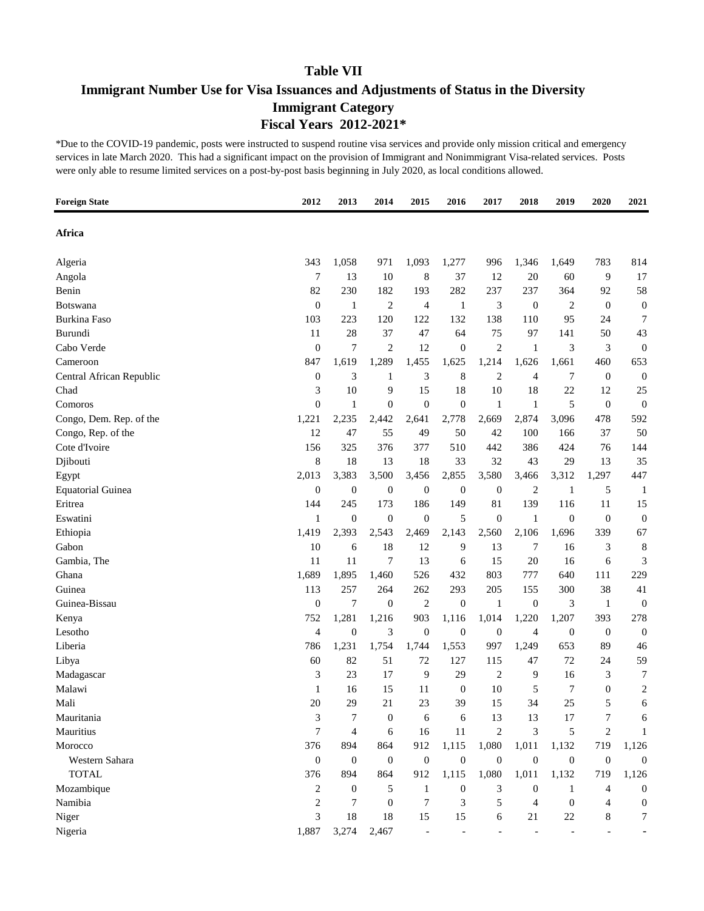# Table VII

## Immigrant Number Use for Visa Issuances and Adjustments of Status in the Diversity Immigrant Category

## Fiscal Years 2012-2021*

*Due to the COVID-19 pandemic, posts were instructed to suspend routine visa services and provide only mission critical and emergency services in late March 2020. This had a significant impact on the provision of Immigrant and Nonimmigrant Visa-related services. Posts were only able to resume limited services on a post-by-post basis beginning in July 2020, as local conditions allowed.

| Foreign State | 2012 | 2013 | 2014 | 2015 | 2016 | 2017 | 2018 | 2019 | 2020 | 2021 |
|---|---|---|---|---|---|---|---|---|---|---|
| **Africa** | | | | | | | | | | |
| Algeria | 343 | 1,058 | 971 | 1,093 | 1,277 | 996 | 1,346 | 1,649 | 783 | 814 |
| Angola | 7 | 13 | 10 | 8 | 37 | 12 | 20 | 60 | 9 | 17 |
| Benin | 82 | 230 | 182 | 193 | 282 | 237 | 237 | 364 | 92 | 58 |
| Botswana | 0 | 1 | 2 | 4 | 1 | 3 | 0 | 2 | 0 | 0 |
| Burkina Faso | 103 | 223 | 120 | 122 | 132 | 138 | 110 | 95 | 24 | 7 |
| Burundi | 11 | 28 | 37 | 47 | 64 | 75 | 97 | 141 | 50 | 43 |
| Cabo Verde | 0 | 7 | 2 | 12 | 0 | 2 | 1 | 3 | 3 | 0 |
| Cameroon | 847 | 1,619 | 1,289 | 1,455 | 1,625 | 1,214 | 1,626 | 1,661 | 460 | 653 |
| Central African Republic | 0 | 3 | 1 | 3 | 8 | 2 | 4 | 7 | 0 | 0 |
| Chad | 3 | 10 | 9 | 15 | 18 | 10 | 18 | 22 | 12 | 25 |
| Comoros | 0 | 1 | 0 | 0 | 0 | 1 | 1 | 5 | 0 | 0 |
| Congo, Dem. Rep. of the | 1,221 | 2,235 | 2,442 | 2,641 | 2,778 | 2,669 | 2,874 | 3,096 | 478 | 592 |
| Congo, Rep. of the | 12 | 47 | 55 | 49 | 50 | 42 | 100 | 166 | 37 | 50 |
| Cote d'Ivoire | 156 | 325 | 376 | 377 | 510 | 442 | 386 | 424 | 76 | 144 |
| Djibouti | 8 | 18 | 13 | 18 | 33 | 32 | 43 | 29 | 13 | 35 |
| Egypt | 2,013 | 3,383 | 3,500 | 3,456 | 2,855 | 3,580 | 3,466 | 3,312 | 1,297 | 447 |
| Equatorial Guinea | 0 | 0 | 0 | 0 | 0 | 0 | 2 | 1 | 5 | 1 |
| Eritrea | 144 | 245 | 173 | 186 | 149 | 81 | 139 | 116 | 11 | 15 |
| Eswatini | 1 | 0 | 0 | 0 | 5 | 0 | 1 | 0 | 0 | 0 |
| Ethiopia | 1,419 | 2,393 | 2,543 | 2,469 | 2,143 | 2,560 | 2,106 | 1,696 | 339 | 67 |
| Gabon | 10 | 6 | 18 | 12 | 9 | 13 | 7 | 16 | 3 | 8 |
| Gambia, The | 11 | 11 | 7 | 13 | 6 | 15 | 20 | 16 | 6 | 3 |
| Ghana | 1,689 | 1,895 | 1,460 | 526 | 432 | 803 | 777 | 640 | 111 | 229 |
| Guinea | 113 | 257 | 264 | 262 | 293 | 205 | 155 | 300 | 38 | 41 |
| Guinea-Bissau | 0 | 7 | 0 | 2 | 0 | 1 | 0 | 3 | 1 | 0 |
| Kenya | 752 | 1,281 | 1,216 | 903 | 1,116 | 1,014 | 1,220 | 1,207 | 393 | 278 |
| Lesotho | 4 | 0 | 3 | 0 | 0 | 0 | 4 | 0 | 0 | 0 |
| Liberia | 786 | 1,231 | 1,754 | 1,744 | 1,553 | 997 | 1,249 | 653 | 89 | 46 |
| Libya | 60 | 82 | 51 | 72 | 127 | 115 | 47 | 72 | 24 | 59 |
| Madagascar | 3 | 23 | 17 | 9 | 29 | 2 | 9 | 16 | 3 | 7 |
| Malawi | 1 | 16 | 15 | 11 | 0 | 10 | 5 | 7 | 0 | 2 |
| Mali | 20 | 29 | 21 | 23 | 39 | 15 | 34 | 25 | 5 | 6 |
| Mauritania | 3 | 7 | 0 | 6 | 6 | 13 | 13 | 17 | 7 | 6 |
| Mauritius | 7 | 4 | 6 | 16 | 11 | 2 | 3 | 5 | 2 | 1 |
| Morocco | 376 | 894 | 864 | 912 | 1,115 | 1,080 | 1,011 | 1,132 | 719 | 1,126 |
| Western Sahara | 0 | 0 | 0 | 0 | 0 | 0 | 0 | 0 | 0 | 0 |
| TOTAL | 376 | 894 | 864 | 912 | 1,115 | 1,080 | 1,011 | 1,132 | 719 | 1,126 |
| Mozambique | 2 | 0 | 5 | 1 | 0 | 3 | 0 | 1 | 4 | 0 |
| Namibia | 2 | 7 | 0 | 7 | 3 | 5 | 4 | 0 | 4 | 0 |
| Niger | 3 | 18 | 18 | 15 | 15 | 6 | 21 | 22 | 8 | 7 |
| Nigeria | 1,887 | 3,274 | 2,467 | - | - | - | - | - | - | - |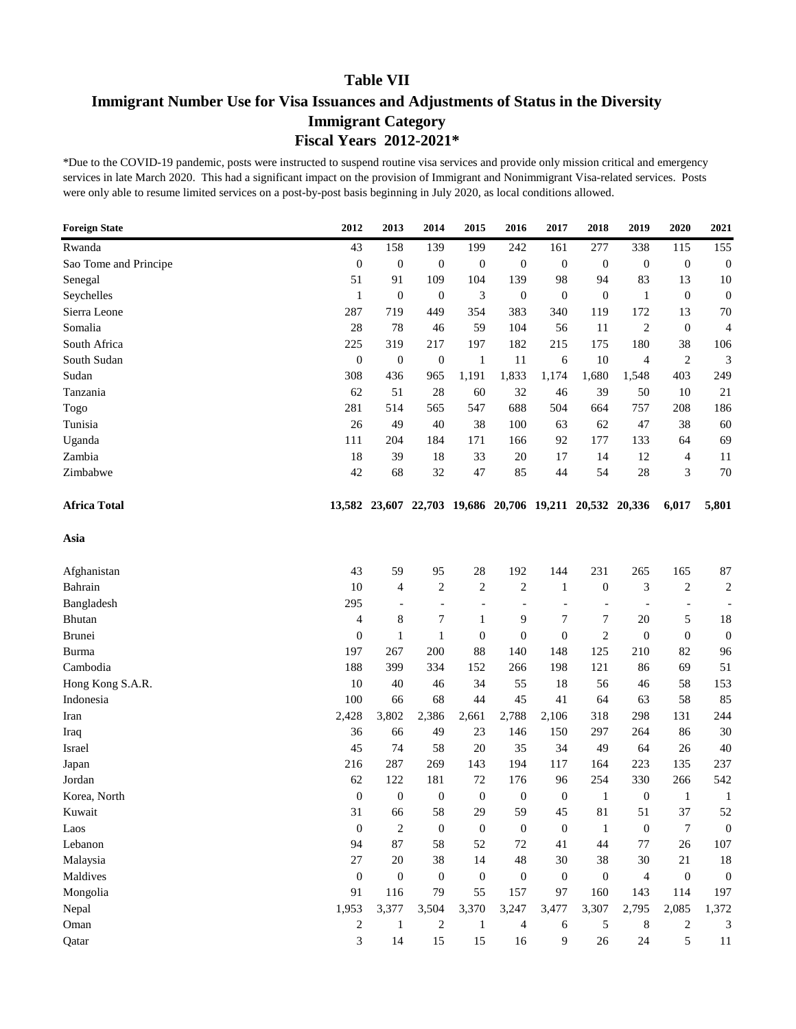## Table VII

## Immigrant Number Use for Visa Issuances and Adjustments of Status in the Diversity Immigrant Category

## Fiscal Years 2012-2021*

*Due to the COVID-19 pandemic, posts were instructed to suspend routine visa services and provide only mission critical and emergency services in late March 2020. This had a significant impact on the provision of Immigrant and Nonimmigrant Visa-related services. Posts were only able to resume limited services on a post-by-post basis beginning in July 2020, as local conditions allowed.

| Foreign State | 2012 | 2013 | 2014 | 2015 | 2016 | 2017 | 2018 | 2019 | 2020 | 2021 |
|---|---|---|---|---|---|---|---|---|---|---|
| Rwanda | 43 | 158 | 139 | 199 | 242 | 161 | 277 | 338 | 115 | 155 |
| Sao Tome and Principe | 0 | 0 | 0 | 0 | 0 | 0 | 0 | 0 | 0 | 0 |
| Senegal | 51 | 91 | 109 | 104 | 139 | 98 | 94 | 83 | 13 | 10 |
| Seychelles | 1 | 0 | 0 | 3 | 0 | 0 | 0 | 1 | 0 | 0 |
| Sierra Leone | 287 | 719 | 449 | 354 | 383 | 340 | 119 | 172 | 13 | 70 |
| Somalia | 28 | 78 | 46 | 59 | 104 | 56 | 11 | 2 | 0 | 4 |
| South Africa | 225 | 319 | 217 | 197 | 182 | 215 | 175 | 180 | 38 | 106 |
| South Sudan | 0 | 0 | 0 | 1 | 11 | 6 | 10 | 4 | 2 | 3 |
| Sudan | 308 | 436 | 965 | 1,191 | 1,833 | 1,174 | 1,680 | 1,548 | 403 | 249 |
| Tanzania | 62 | 51 | 28 | 60 | 32 | 46 | 39 | 50 | 10 | 21 |
| Togo | 281 | 514 | 565 | 547 | 688 | 504 | 664 | 757 | 208 | 186 |
| Tunisia | 26 | 49 | 40 | 38 | 100 | 63 | 62 | 47 | 38 | 60 |
| Uganda | 111 | 204 | 184 | 171 | 166 | 92 | 177 | 133 | 64 | 69 |
| Zambia | 18 | 39 | 18 | 33 | 20 | 17 | 14 | 12 | 4 | 11 |
| Zimbabwe | 42 | 68 | 32 | 47 | 85 | 44 | 54 | 28 | 3 | 70 |
| **Africa Total** | **13,582** | **23,607** | **22,703** | **19,686** | **20,706** | **19,211** | **20,532** | **20,336** | **6,017** | **5,801** |
| **Asia** | | | | | | | | | | |
| Afghanistan | 43 | 59 | 95 | 28 | 192 | 144 | 231 | 265 | 165 | 87 |
| Bahrain | 10 | 4 | 2 | 2 | 2 | 1 | 0 | 3 | 2 | 2 |
| Bangladesh | 295 | - | - | - | - | - | - | - | - | - |
| Bhutan | 4 | 8 | 7 | 1 | 9 | 7 | 7 | 20 | 5 | 18 |
| Brunei | 0 | 1 | 1 | 0 | 0 | 0 | 2 | 0 | 0 | 0 |
| Burma | 197 | 267 | 200 | 88 | 140 | 148 | 125 | 210 | 82 | 96 |
| Cambodia | 188 | 399 | 334 | 152 | 266 | 198 | 121 | 86 | 69 | 51 |
| Hong Kong S.A.R. | 10 | 40 | 46 | 34 | 55 | 18 | 56 | 46 | 58 | 153 |
| Indonesia | 100 | 66 | 68 | 44 | 45 | 41 | 64 | 63 | 58 | 85 |
| Iran | 2,428 | 3,802 | 2,386 | 2,661 | 2,788 | 2,106 | 318 | 298 | 131 | 244 |
| Iraq | 36 | 66 | 49 | 23 | 146 | 150 | 297 | 264 | 86 | 30 |
| Israel | 45 | 74 | 58 | 20 | 35 | 34 | 49 | 64 | 26 | 40 |
| Japan | 216 | 287 | 269 | 143 | 194 | 117 | 164 | 223 | 135 | 237 |
| Jordan | 62 | 122 | 181 | 72 | 176 | 96 | 254 | 330 | 266 | 542 |
| Korea, North | 0 | 0 | 0 | 0 | 0 | 0 | 1 | 0 | 1 | 1 |
| Kuwait | 31 | 66 | 58 | 29 | 59 | 45 | 81 | 51 | 37 | 52 |
| Laos | 0 | 2 | 0 | 0 | 0 | 0 | 1 | 0 | 7 | 0 |
| Lebanon | 94 | 87 | 58 | 52 | 72 | 41 | 44 | 77 | 26 | 107 |
| Malaysia | 27 | 20 | 38 | 14 | 48 | 30 | 38 | 30 | 21 | 18 |
| Maldives | 0 | 0 | 0 | 0 | 0 | 0 | 0 | 4 | 0 | 0 |
| Mongolia | 91 | 116 | 79 | 55 | 157 | 97 | 160 | 143 | 114 | 197 |
| Nepal | 1,953 | 3,377 | 3,504 | 3,370 | 3,247 | 3,477 | 3,307 | 2,795 | 2,085 | 1,372 |
| Oman | 2 | 1 | 2 | 1 | 4 | 6 | 5 | 8 | 2 | 3 |
| Qatar | 3 | 14 | 15 | 15 | 16 | 9 | 26 | 24 | 5 | 11 |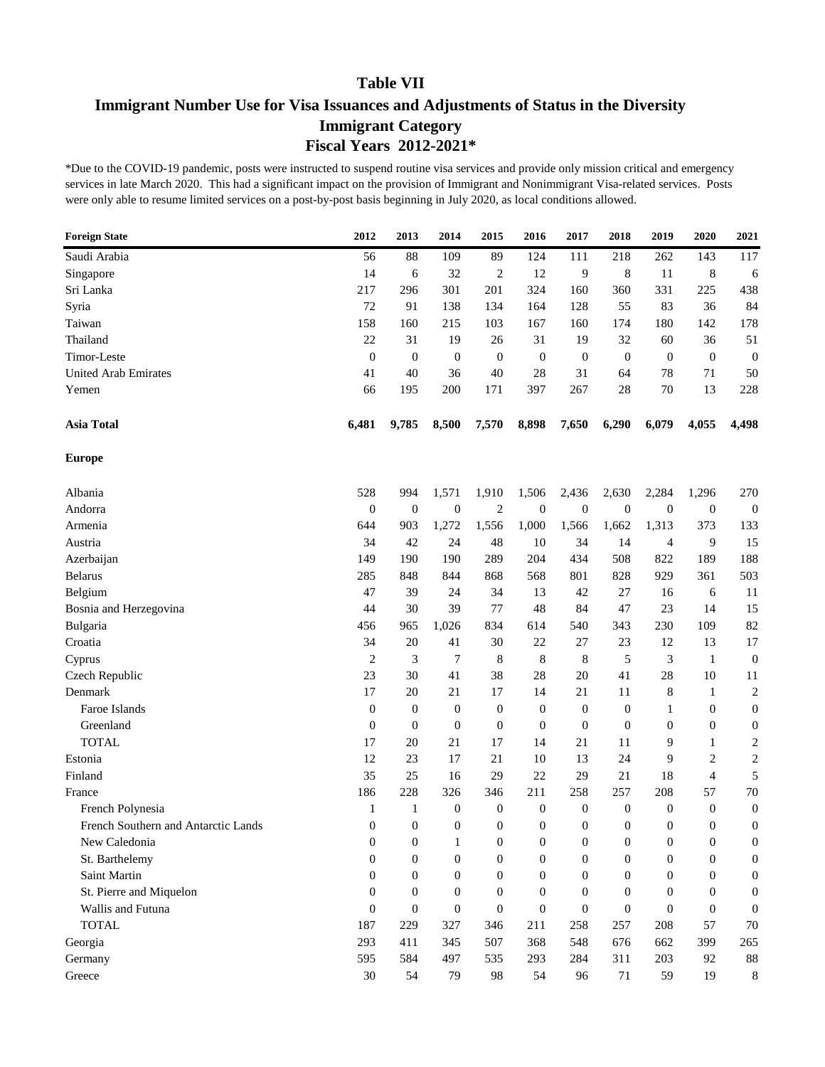# Table VII

## Immigrant Number Use for Visa Issuances and Adjustments of Status in the Diversity Immigrant Category

## Fiscal Years 2012-2021*

*Due to the COVID-19 pandemic, posts were instructed to suspend routine visa services and provide only mission critical and emergency services in late March 2020. This had a significant impact on the provision of Immigrant and Nonimmigrant Visa-related services. Posts were only able to resume limited services on a post-by-post basis beginning in July 2020, as local conditions allowed.

| Foreign State | 2012 | 2013 | 2014 | 2015 | 2016 | 2017 | 2018 | 2019 | 2020 | 2021 |
|---|---|---|---|---|---|---|---|---|---|---|
| Saudi Arabia | 56 | 88 | 109 | 89 | 124 | 111 | 218 | 262 | 143 | 117 |
| Singapore | 14 | 6 | 32 | 2 | 12 | 9 | 8 | 11 | 8 | 6 |
| Sri Lanka | 217 | 296 | 301 | 201 | 324 | 160 | 360 | 331 | 225 | 438 |
| Syria | 72 | 91 | 138 | 134 | 164 | 128 | 55 | 83 | 36 | 84 |
| Taiwan | 158 | 160 | 215 | 103 | 167 | 160 | 174 | 180 | 142 | 178 |
| Thailand | 22 | 31 | 19 | 26 | 31 | 19 | 32 | 60 | 36 | 51 |
| Timor-Leste | 0 | 0 | 0 | 0 | 0 | 0 | 0 | 0 | 0 | 0 |
| United Arab Emirates | 41 | 40 | 36 | 40 | 28 | 31 | 64 | 78 | 71 | 50 |
| Yemen | 66 | 195 | 200 | 171 | 397 | 267 | 28 | 70 | 13 | 228 |
| **Asia Total** | **6,481** | **9,785** | **8,500** | **7,570** | **8,898** | **7,650** | **6,290** | **6,079** | **4,055** | **4,498** |
| **Europe** | | | | | | | | | | |
| Albania | 528 | 994 | 1,571 | 1,910 | 1,506 | 2,436 | 2,630 | 2,284 | 1,296 | 270 |
| Andorra | 0 | 0 | 0 | 2 | 0 | 0 | 0 | 0 | 0 | 0 |
| Armenia | 644 | 903 | 1,272 | 1,556 | 1,000 | 1,566 | 1,662 | 1,313 | 373 | 133 |
| Austria | 34 | 42 | 24 | 48 | 10 | 34 | 14 | 4 | 9 | 15 |
| Azerbaijan | 149 | 190 | 190 | 289 | 204 | 434 | 508 | 822 | 189 | 188 |
| Belarus | 285 | 848 | 844 | 868 | 568 | 801 | 828 | 929 | 361 | 503 |
| Belgium | 47 | 39 | 24 | 34 | 13 | 42 | 27 | 16 | 6 | 11 |
| Bosnia and Herzegovina | 44 | 30 | 39 | 77 | 48 | 84 | 47 | 23 | 14 | 15 |
| Bulgaria | 456 | 965 | 1,026 | 834 | 614 | 540 | 343 | 230 | 109 | 82 |
| Croatia | 34 | 20 | 41 | 30 | 22 | 27 | 23 | 12 | 13 | 17 |
| Cyprus | 2 | 3 | 7 | 8 | 8 | 8 | 5 | 3 | 1 | 0 |
| Czech Republic | 23 | 30 | 41 | 38 | 28 | 20 | 41 | 28 | 10 | 11 |
| Denmark | 17 | 20 | 21 | 17 | 14 | 21 | 11 | 8 | 1 | 2 |
| Faroe Islands | 0 | 0 | 0 | 0 | 0 | 0 | 0 | 1 | 0 | 0 |
| Greenland | 0 | 0 | 0 | 0 | 0 | 0 | 0 | 0 | 0 | 0 |
| TOTAL | 17 | 20 | 21 | 17 | 14 | 21 | 11 | 9 | 1 | 2 |
| Estonia | 12 | 23 | 17 | 21 | 10 | 13 | 24 | 9 | 2 | 2 |
| Finland | 35 | 25 | 16 | 29 | 22 | 29 | 21 | 18 | 4 | 5 |
| France | 186 | 228 | 326 | 346 | 211 | 258 | 257 | 208 | 57 | 70 |
| French Polynesia | 1 | 1 | 0 | 0 | 0 | 0 | 0 | 0 | 0 | 0 |
| French Southern and Antarctic Lands | 0 | 0 | 0 | 0 | 0 | 0 | 0 | 0 | 0 | 0 |
| New Caledonia | 0 | 0 | 1 | 0 | 0 | 0 | 0 | 0 | 0 | 0 |
| St. Barthelemy | 0 | 0 | 0 | 0 | 0 | 0 | 0 | 0 | 0 | 0 |
| Saint Martin | 0 | 0 | 0 | 0 | 0 | 0 | 0 | 0 | 0 | 0 |
| St. Pierre and Miquelon | 0 | 0 | 0 | 0 | 0 | 0 | 0 | 0 | 0 | 0 |
| Wallis and Futuna | 0 | 0 | 0 | 0 | 0 | 0 | 0 | 0 | 0 | 0 |
| TOTAL | 187 | 229 | 327 | 346 | 211 | 258 | 257 | 208 | 57 | 70 |
| Georgia | 293 | 411 | 345 | 507 | 368 | 548 | 676 | 662 | 399 | 265 |
| Germany | 595 | 584 | 497 | 535 | 293 | 284 | 311 | 203 | 92 | 88 |
| Greece | 30 | 54 | 79 | 98 | 54 | 96 | 71 | 59 | 19 | 8 |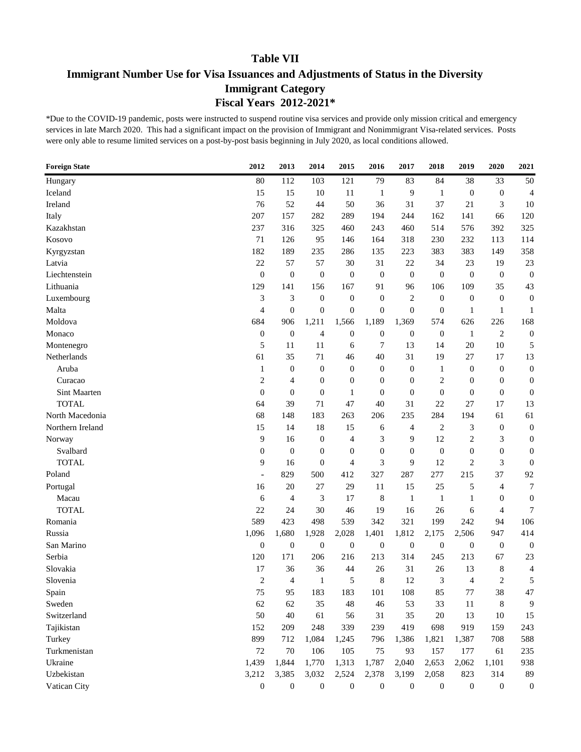# Table VII

## Immigrant Number Use for Visa Issuances and Adjustments of Status in the Diversity Immigrant Category

## Fiscal Years 2012-2021*

*Due to the COVID-19 pandemic, posts were instructed to suspend routine visa services and provide only mission critical and emergency services in late March 2020. This had a significant impact on the provision of Immigrant and Nonimmigrant Visa-related services. Posts were only able to resume limited services on a post-by-post basis beginning in July 2020, as local conditions allowed.

| Foreign State | 2012 | 2013 | 2014 | 2015 | 2016 | 2017 | 2018 | 2019 | 2020 | 2021 |
|---|---|---|---|---|---|---|---|---|---|---|
| Hungary | 80 | 112 | 103 | 121 | 79 | 83 | 84 | 38 | 33 | 50 |
| Iceland | 15 | 15 | 10 | 11 | 1 | 9 | 1 | 0 | 0 | 4 |
| Ireland | 76 | 52 | 44 | 50 | 36 | 31 | 37 | 21 | 3 | 10 |
| Italy | 207 | 157 | 282 | 289 | 194 | 244 | 162 | 141 | 66 | 120 |
| Kazakhstan | 237 | 316 | 325 | 460 | 243 | 460 | 514 | 576 | 392 | 325 |
| Kosovo | 71 | 126 | 95 | 146 | 164 | 318 | 230 | 232 | 113 | 114 |
| Kyrgyzstan | 182 | 189 | 235 | 286 | 135 | 223 | 383 | 383 | 149 | 358 |
| Latvia | 22 | 57 | 57 | 30 | 31 | 22 | 34 | 23 | 19 | 23 |
| Liechtenstein | 0 | 0 | 0 | 0 | 0 | 0 | 0 | 0 | 0 | 0 |
| Lithuania | 129 | 141 | 156 | 167 | 91 | 96 | 106 | 109 | 35 | 43 |
| Luxembourg | 3 | 3 | 0 | 0 | 0 | 2 | 0 | 0 | 0 | 0 |
| Malta | 4 | 0 | 0 | 0 | 0 | 0 | 0 | 1 | 1 | 1 |
| Moldova | 684 | 906 | 1,211 | 1,566 | 1,189 | 1,369 | 574 | 626 | 226 | 168 |
| Monaco | 0 | 0 | 4 | 0 | 0 | 0 | 0 | 1 | 2 | 0 |
| Montenegro | 5 | 11 | 11 | 6 | 7 | 13 | 14 | 20 | 10 | 5 |
| Netherlands | 61 | 35 | 71 | 46 | 40 | 31 | 19 | 27 | 17 | 13 |
| Aruba | 1 | 0 | 0 | 0 | 0 | 0 | 1 | 0 | 0 | 0 |
| Curacao | 2 | 4 | 0 | 0 | 0 | 0 | 2 | 0 | 0 | 0 |
| Sint Maarten | 0 | 0 | 0 | 1 | 0 | 0 | 0 | 0 | 0 | 0 |
| TOTAL | 64 | 39 | 71 | 47 | 40 | 31 | 22 | 27 | 17 | 13 |
| North Macedonia | 68 | 148 | 183 | 263 | 206 | 235 | 284 | 194 | 61 | 61 |
| Northern Ireland | 15 | 14 | 18 | 15 | 6 | 4 | 2 | 3 | 0 | 0 |
| Norway | 9 | 16 | 0 | 4 | 3 | 9 | 12 | 2 | 3 | 0 |
| Svalbard | 0 | 0 | 0 | 0 | 0 | 0 | 0 | 0 | 0 | 0 |
| TOTAL | 9 | 16 | 0 | 4 | 3 | 9 | 12 | 2 | 3 | 0 |
| Poland | - | 829 | 500 | 412 | 327 | 287 | 277 | 215 | 37 | 92 |
| Portugal | 16 | 20 | 27 | 29 | 11 | 15 | 25 | 5 | 4 | 7 |
| Macau | 6 | 4 | 3 | 17 | 8 | 1 | 1 | 1 | 0 | 0 |
| TOTAL | 22 | 24 | 30 | 46 | 19 | 16 | 26 | 6 | 4 | 7 |
| Romania | 589 | 423 | 498 | 539 | 342 | 321 | 199 | 242 | 94 | 106 |
| Russia | 1,096 | 1,680 | 1,928 | 2,028 | 1,401 | 1,812 | 2,175 | 2,506 | 947 | 414 |
| San Marino | 0 | 0 | 0 | 0 | 0 | 0 | 0 | 0 | 0 | 0 |
| Serbia | 120 | 171 | 206 | 216 | 213 | 314 | 245 | 213 | 67 | 23 |
| Slovakia | 17 | 36 | 36 | 44 | 26 | 31 | 26 | 13 | 8 | 4 |
| Slovenia | 2 | 4 | 1 | 5 | 8 | 12 | 3 | 4 | 2 | 5 |
| Spain | 75 | 95 | 183 | 183 | 101 | 108 | 85 | 77 | 38 | 47 |
| Sweden | 62 | 62 | 35 | 48 | 46 | 53 | 33 | 11 | 8 | 9 |
| Switzerland | 50 | 40 | 61 | 56 | 31 | 35 | 20 | 13 | 10 | 15 |
| Tajikistan | 152 | 209 | 248 | 339 | 239 | 419 | 698 | 919 | 159 | 243 |
| Turkey | 899 | 712 | 1,084 | 1,245 | 796 | 1,386 | 1,821 | 1,387 | 708 | 588 |
| Turkmenistan | 72 | 70 | 106 | 105 | 75 | 93 | 157 | 177 | 61 | 235 |
| Ukraine | 1,439 | 1,844 | 1,770 | 1,313 | 1,787 | 2,040 | 2,653 | 2,062 | 1,101 | 938 |
| Uzbekistan | 3,212 | 3,385 | 3,032 | 2,524 | 2,378 | 3,199 | 2,058 | 823 | 314 | 89 |
| Vatican City | 0 | 0 | 0 | 0 | 0 | 0 | 0 | 0 | 0 | 0 |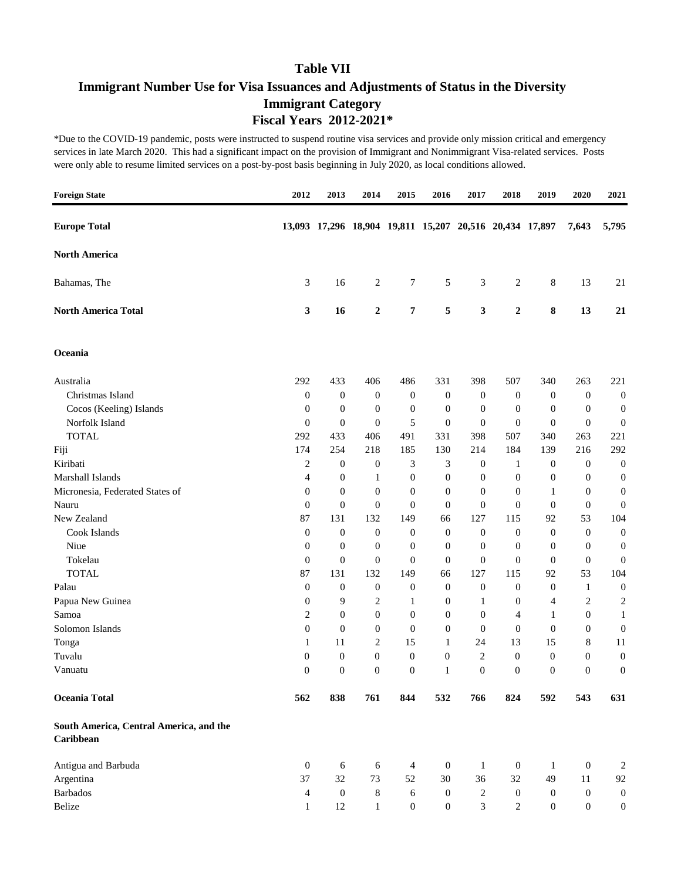# Table VII
## Immigrant Number Use for Visa Issuances and Adjustments of Status in the Diversity Immigrant Category
## Fiscal Years 2012-2021*

*Due to the COVID-19 pandemic, posts were instructed to suspend routine visa services and provide only mission critical and emergency services in late March 2020. This had a significant impact on the provision of Immigrant and Nonimmigrant Visa-related services. Posts were only able to resume limited services on a post-by-post basis beginning in July 2020, as local conditions allowed.

| Foreign State | 2012 | 2013 | 2014 | 2015 | 2016 | 2017 | 2018 | 2019 | 2020 | 2021 |
|---|---|---|---|---|---|---|---|---|---|---|
| **Europe Total** | **13,093** | **17,296** | **18,904** | **19,811** | **15,207** | **20,516** | **20,434** | **17,897** | **7,643** | **5,795** |
| **North America** | | | | | | | | | | |
| Bahamas, The | 3 | 16 | 2 | 7 | 5 | 3 | 2 | 8 | 13 | 21 |
| **North America Total** | **3** | **16** | **2** | **7** | **5** | **3** | **2** | **8** | **13** | **21** |
| **Oceania** | | | | | | | | | | |
| Australia | 292 | 433 | 406 | 486 | 331 | 398 | 507 | 340 | 263 | 221 |
| Christmas Island | 0 | 0 | 0 | 0 | 0 | 0 | 0 | 0 | 0 | 0 |
| Cocos (Keeling) Islands | 0 | 0 | 0 | 0 | 0 | 0 | 0 | 0 | 0 | 0 |
| Norfolk Island | 0 | 0 | 0 | 5 | 0 | 0 | 0 | 0 | 0 | 0 |
| TOTAL | 292 | 433 | 406 | 491 | 331 | 398 | 507 | 340 | 263 | 221 |
| Fiji | 174 | 254 | 218 | 185 | 130 | 214 | 184 | 139 | 216 | 292 |
| Kiribati | 2 | 0 | 0 | 3 | 3 | 0 | 1 | 0 | 0 | 0 |
| Marshall Islands | 4 | 0 | 1 | 0 | 0 | 0 | 0 | 0 | 0 | 0 |
| Micronesia, Federated States of | 0 | 0 | 0 | 0 | 0 | 0 | 0 | 1 | 0 | 0 |
| Nauru | 0 | 0 | 0 | 0 | 0 | 0 | 0 | 0 | 0 | 0 |
| New Zealand | 87 | 131 | 132 | 149 | 66 | 127 | 115 | 92 | 53 | 104 |
| Cook Islands | 0 | 0 | 0 | 0 | 0 | 0 | 0 | 0 | 0 | 0 |
| Niue | 0 | 0 | 0 | 0 | 0 | 0 | 0 | 0 | 0 | 0 |
| Tokelau | 0 | 0 | 0 | 0 | 0 | 0 | 0 | 0 | 0 | 0 |
| TOTAL | 87 | 131 | 132 | 149 | 66 | 127 | 115 | 92 | 53 | 104 |
| Palau | 0 | 0 | 0 | 0 | 0 | 0 | 0 | 0 | 1 | 0 |
| Papua New Guinea | 0 | 9 | 2 | 1 | 0 | 1 | 0 | 4 | 2 | 2 |
| Samoa | 2 | 0 | 0 | 0 | 0 | 0 | 4 | 1 | 0 | 1 |
| Solomon Islands | 0 | 0 | 0 | 0 | 0 | 0 | 0 | 0 | 0 | 0 |
| Tonga | 1 | 11 | 2 | 15 | 1 | 24 | 13 | 15 | 8 | 11 |
| Tuvalu | 0 | 0 | 0 | 0 | 0 | 2 | 0 | 0 | 0 | 0 |
| Vanuatu | 0 | 0 | 0 | 0 | 1 | 0 | 0 | 0 | 0 | 0 |
| **Oceania Total** | **562** | **838** | **761** | **844** | **532** | **766** | **824** | **592** | **543** | **631** |
| **South America, Central America, and the Caribbean** | | | | | | | | | | |
| Antigua and Barbuda | 0 | 6 | 6 | 4 | 0 | 1 | 0 | 1 | 0 | 2 |
| Argentina | 37 | 32 | 73 | 52 | 30 | 36 | 32 | 49 | 11 | 92 |
| Barbados | 4 | 0 | 8 | 6 | 0 | 2 | 0 | 0 | 0 | 0 |
| Belize | 1 | 12 | 1 | 0 | 0 | 3 | 2 | 0 | 0 | 0 |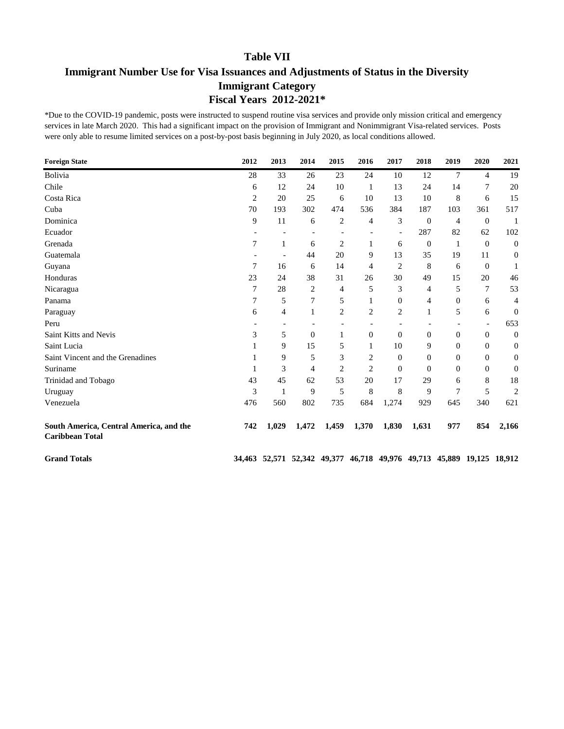# Table VII

## Immigrant Number Use for Visa Issuances and Adjustments of Status in the Diversity Immigrant Category

## Fiscal Years 2012-2021*

*Due to the COVID-19 pandemic, posts were instructed to suspend routine visa services and provide only mission critical and emergency services in late March 2020. This had a significant impact on the provision of Immigrant and Nonimmigrant Visa-related services. Posts were only able to resume limited services on a post-by-post basis beginning in July 2020, as local conditions allowed.

| Foreign State | 2012 | 2013 | 2014 | 2015 | 2016 | 2017 | 2018 | 2019 | 2020 | 2021 |
|---|---|---|---|---|---|---|---|---|---|---|
| Bolivia | 28 | 33 | 26 | 23 | 24 | 10 | 12 | 7 | 4 | 19 |
| Chile | 6 | 12 | 24 | 10 | 1 | 13 | 24 | 14 | 7 | 20 |
| Costa Rica | 2 | 20 | 25 | 6 | 10 | 13 | 10 | 8 | 6 | 15 |
| Cuba | 70 | 193 | 302 | 474 | 536 | 384 | 187 | 103 | 361 | 517 |
| Dominica | 9 | 11 | 6 | 2 | 4 | 3 | 0 | 4 | 0 | 1 |
| Ecuador | - | - | - | - | - | - | 287 | 82 | 62 | 102 |
| Grenada | 7 | 1 | 6 | 2 | 1 | 6 | 0 | 1 | 0 | 0 |
| Guatemala | - | - | 44 | 20 | 9 | 13 | 35 | 19 | 11 | 0 |
| Guyana | 7 | 16 | 6 | 14 | 4 | 2 | 8 | 6 | 0 | 1 |
| Honduras | 23 | 24 | 38 | 31 | 26 | 30 | 49 | 15 | 20 | 46 |
| Nicaragua | 7 | 28 | 2 | 4 | 5 | 3 | 4 | 5 | 7 | 53 |
| Panama | 7 | 5 | 7 | 5 | 1 | 0 | 4 | 0 | 6 | 4 |
| Paraguay | 6 | 4 | 1 | 2 | 2 | 2 | 1 | 5 | 6 | 0 |
| Peru | - | - | - | - | - | - | - | - | - | 653 |
| Saint Kitts and Nevis | 3 | 5 | 0 | 1 | 0 | 0 | 0 | 0 | 0 | 0 |
| Saint Lucia | 1 | 9 | 15 | 5 | 1 | 10 | 9 | 0 | 0 | 0 |
| Saint Vincent and the Grenadines | 1 | 9 | 5 | 3 | 2 | 0 | 0 | 0 | 0 | 0 |
| Suriname | 1 | 3 | 4 | 2 | 2 | 0 | 0 | 0 | 0 | 0 |
| Trinidad and Tobago | 43 | 45 | 62 | 53 | 20 | 17 | 29 | 6 | 8 | 18 |
| Uruguay | 3 | 1 | 9 | 5 | 8 | 8 | 9 | 7 | 5 | 2 |
| Venezuela | 476 | 560 | 802 | 735 | 684 | 1,274 | 929 | 645 | 340 | 621 |
| **South America, Central America, and the Caribbean Total** | **742** | **1,029** | **1,472** | **1,459** | **1,370** | **1,830** | **1,631** | **977** | **854** | **2,166** |
| **Grand Totals** | **34,463** | **52,571** | **52,342** | **49,377** | **46,718** | **49,976** | **49,713** | **45,889** | **19,125** | **18,912** |